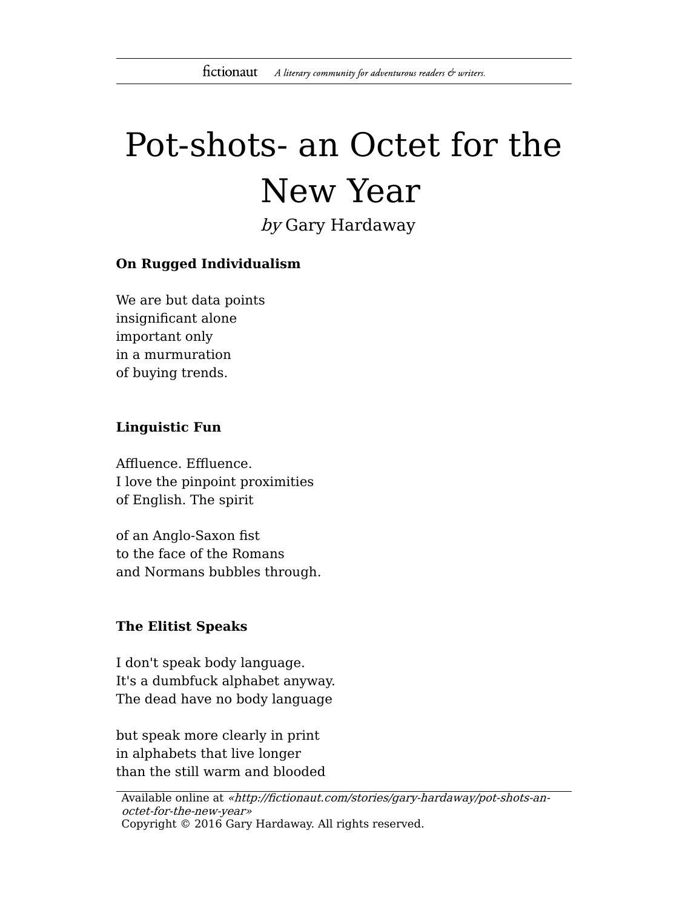# Pot-shots- an Octet for the New Year

*by* Gary Hardaway

**On Rugged Individualism**

We are but data points
insignificant alone
important only
in a murmuration
of buying trends.

**Linguistic Fun**

Affluence. Effluence.
I love the pinpoint proximities
of English. The spirit

of an Anglo-Saxon fist
to the face of the Romans
and Normans bubbles through.

**The Elitist Speaks**

I don't speak body language.
It's a dumbfuck alphabet anyway.
The dead have no body language

but speak more clearly in print
in alphabets that live longer
than the still warm and blooded

Available online at *«http://fictionaut.com/stories/gary-hardaway/pot-shots-an-octet-for-the-new-year»*
Copyright © 2016 Gary Hardaway. All rights reserved.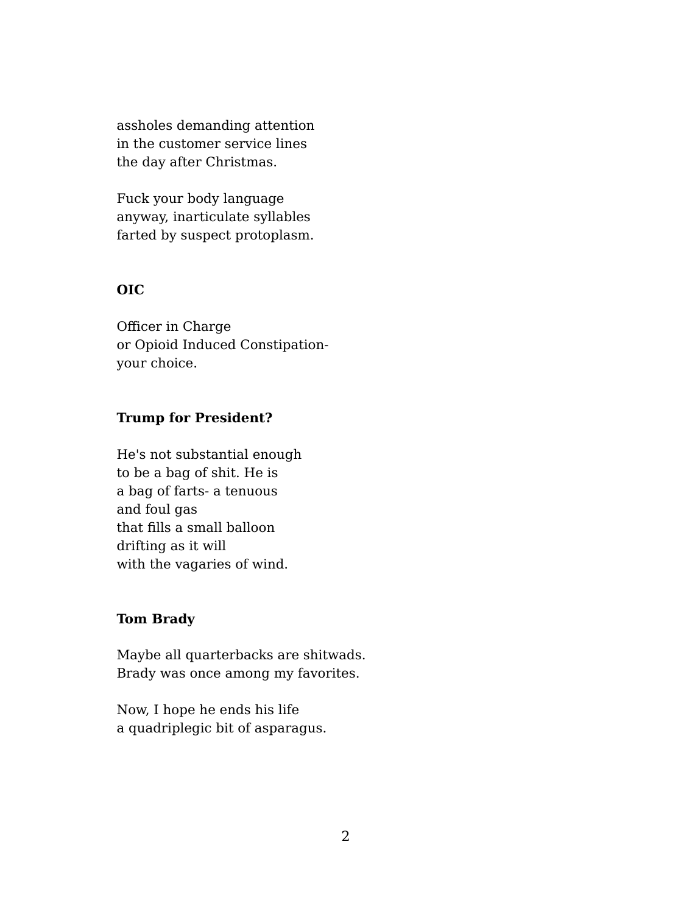assholes demanding attention
in the customer service lines
the day after Christmas.

Fuck your body language
anyway, inarticulate syllables
farted by suspect protoplasm.

**OIC**

Officer in Charge
or Opioid Induced Constipation-
your choice.

**Trump for President?**

He's not substantial enough
to be a bag of shit. He is
a bag of farts- a tenuous
and foul gas
that fills a small balloon
drifting as it will
with the vagaries of wind.

**Tom Brady**

Maybe all quarterbacks are shitwads.
Brady was once among my favorites.

Now, I hope he ends his life
a quadriplegic bit of asparagus.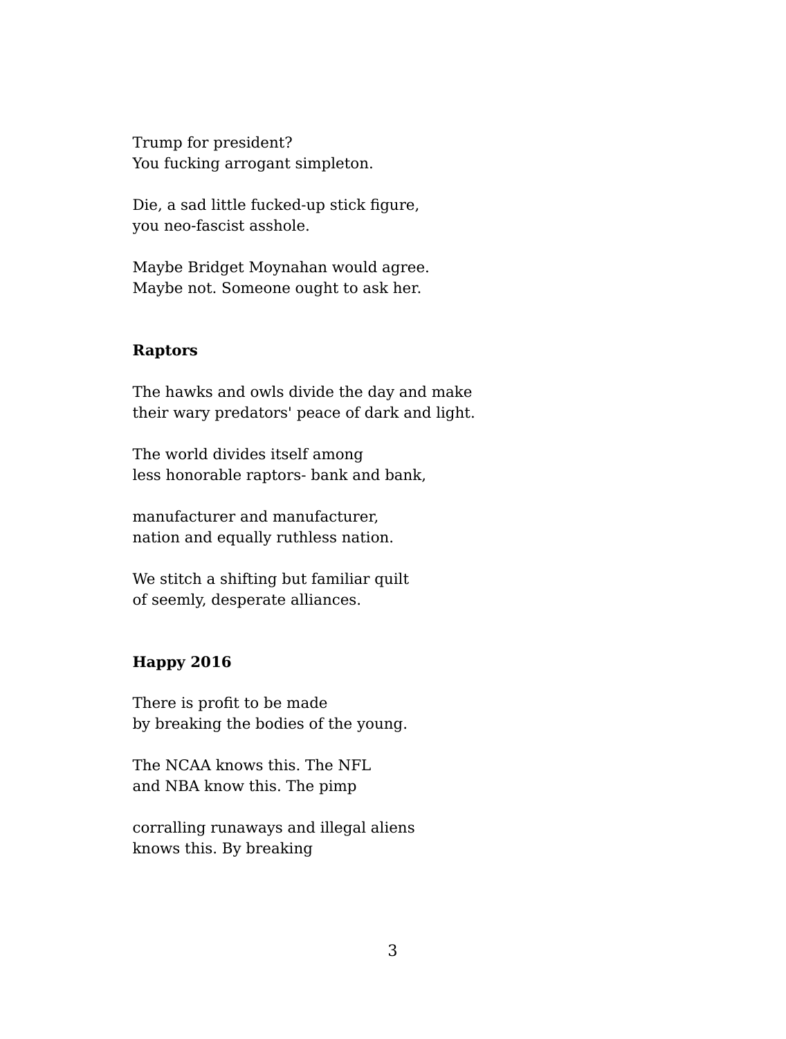Trump for president?
You fucking arrogant simpleton.

Die, a sad little fucked-up stick figure,
you neo-fascist asshole.

Maybe Bridget Moynahan would agree.
Maybe not. Someone ought to ask her.

**Raptors**

The hawks and owls divide the day and make
their wary predators' peace of dark and light.

The world divides itself among
less honorable raptors- bank and bank,

manufacturer and manufacturer,
nation and equally ruthless nation.

We stitch a shifting but familiar quilt
of seemly, desperate alliances.

**Happy 2016**

There is profit to be made
by breaking the bodies of the young.

The NCAA knows this. The NFL
and NBA know this. The pimp

corralling runaways and illegal aliens
knows this. By breaking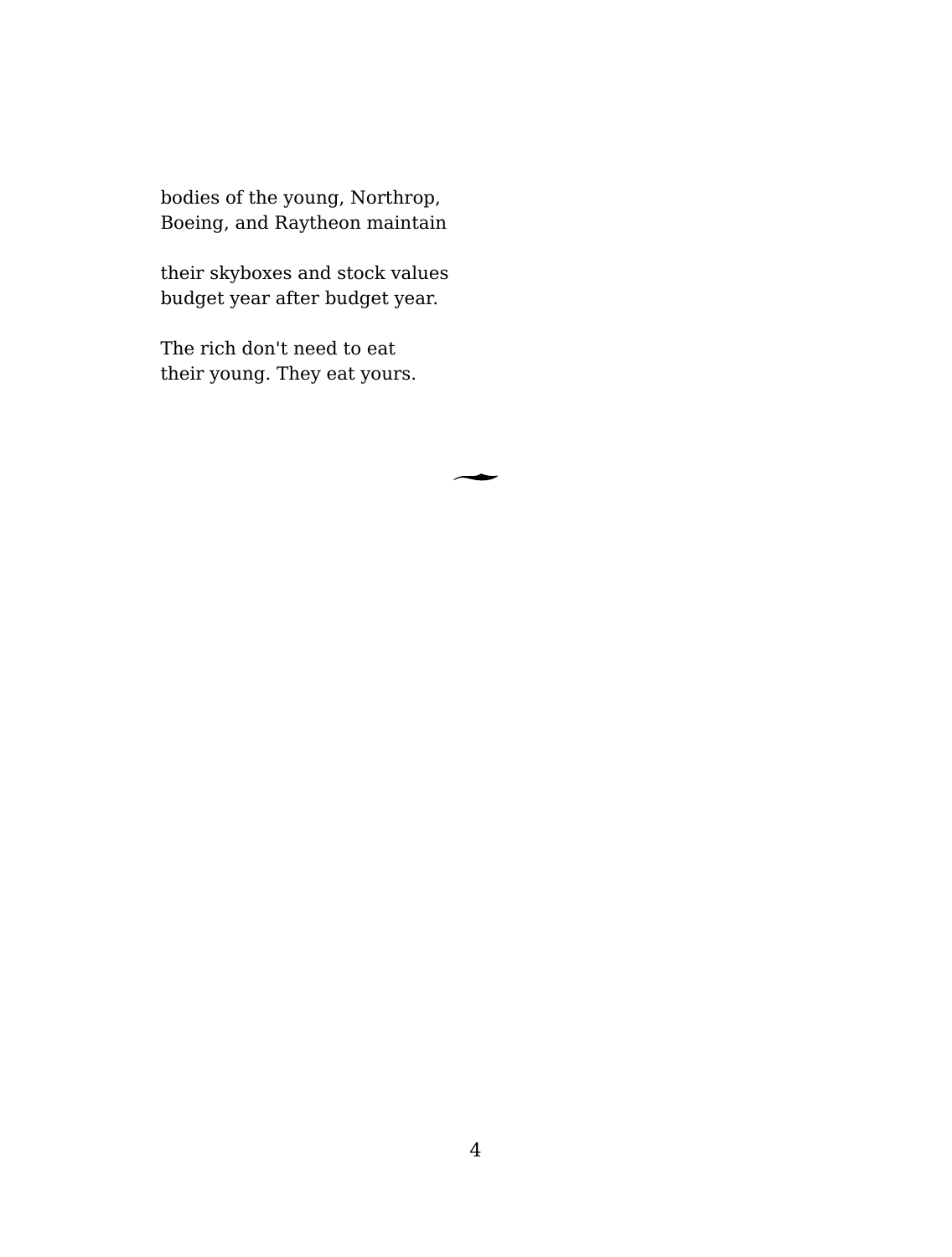bodies of the young, Northrop,
Boeing, and Raytheon maintain

their skyboxes and stock values
budget year after budget year.

The rich don't need to eat
their young. They eat yours.